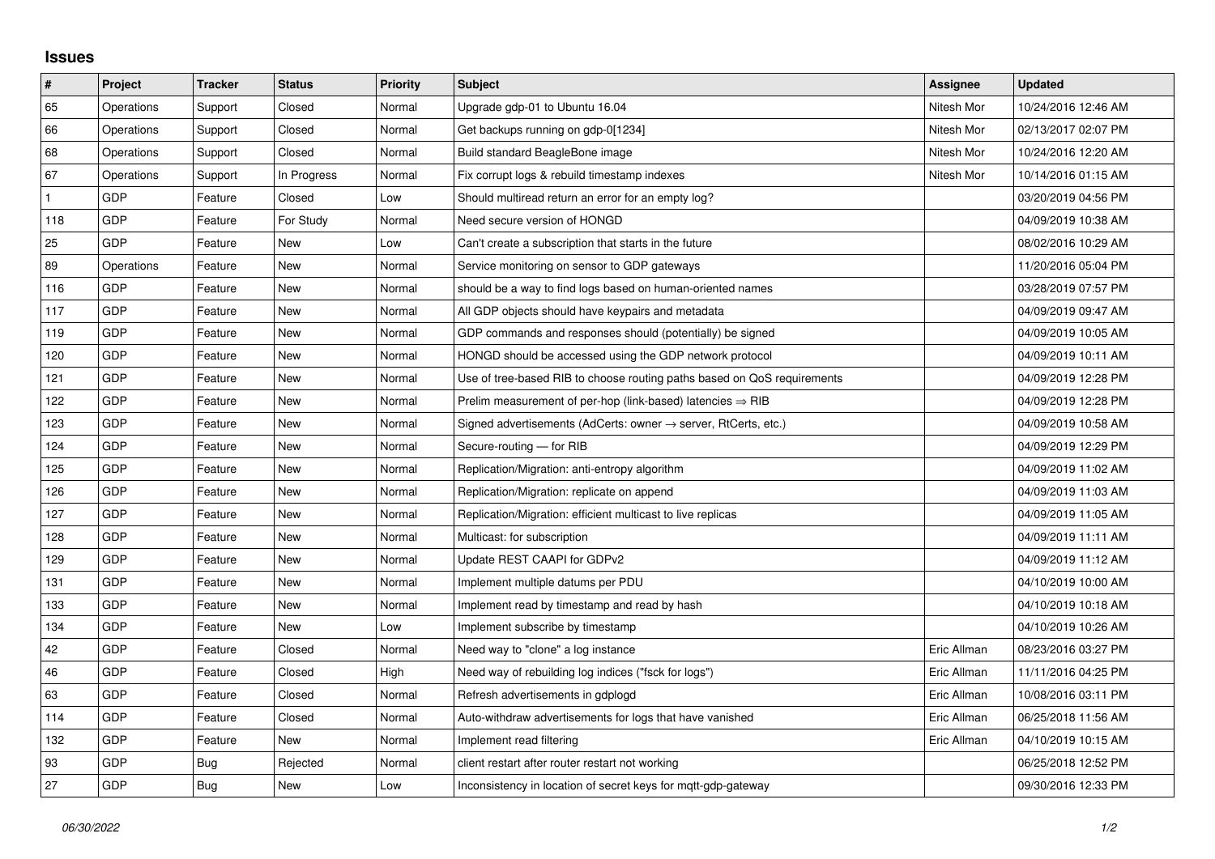## Issues

| # | Project | Tracker | Status | Priority | Subject | Assignee | Updated |
|---|---|---|---|---|---|---|---|
| 65 | Operations | Support | Closed | Normal | Upgrade gdp-01 to Ubuntu 16.04 | Nitesh Mor | 10/24/2016 12:46 AM |
| 66 | Operations | Support | Closed | Normal | Get backups running on gdp-0[1234] | Nitesh Mor | 02/13/2017 02:07 PM |
| 68 | Operations | Support | Closed | Normal | Build standard BeagleBone image | Nitesh Mor | 10/24/2016 12:20 AM |
| 67 | Operations | Support | In Progress | Normal | Fix corrupt logs & rebuild timestamp indexes | Nitesh Mor | 10/14/2016 01:15 AM |
| 1 | GDP | Feature | Closed | Low | Should multiread return an error for an empty log? | | 03/20/2019 04:56 PM |
| 118 | GDP | Feature | For Study | Normal | Need secure version of HONGD | | 04/09/2019 10:38 AM |
| 25 | GDP | Feature | New | Low | Can't create a subscription that starts in the future | | 08/02/2016 10:29 AM |
| 89 | Operations | Feature | New | Normal | Service monitoring on sensor to GDP gateways | | 11/20/2016 05:04 PM |
| 116 | GDP | Feature | New | Normal | should be a way to find logs based on human-oriented names | | 03/28/2019 07:57 PM |
| 117 | GDP | Feature | New | Normal | All GDP objects should have keypairs and metadata | | 04/09/2019 09:47 AM |
| 119 | GDP | Feature | New | Normal | GDP commands and responses should (potentially) be signed | | 04/09/2019 10:05 AM |
| 120 | GDP | Feature | New | Normal | HONGD should be accessed using the GDP network protocol | | 04/09/2019 10:11 AM |
| 121 | GDP | Feature | New | Normal | Use of tree-based RIB to choose routing paths based on QoS requirements | | 04/09/2019 12:28 PM |
| 122 | GDP | Feature | New | Normal | Prelim measurement of per-hop (link-based) latencies ⇒ RIB | | 04/09/2019 12:28 PM |
| 123 | GDP | Feature | New | Normal | Signed advertisements (AdCerts: owner → server, RtCerts, etc.) | | 04/09/2019 10:58 AM |
| 124 | GDP | Feature | New | Normal | Secure-routing — for RIB | | 04/09/2019 12:29 PM |
| 125 | GDP | Feature | New | Normal | Replication/Migration: anti-entropy algorithm | | 04/09/2019 11:02 AM |
| 126 | GDP | Feature | New | Normal | Replication/Migration: replicate on append | | 04/09/2019 11:03 AM |
| 127 | GDP | Feature | New | Normal | Replication/Migration: efficient multicast to live replicas | | 04/09/2019 11:05 AM |
| 128 | GDP | Feature | New | Normal | Multicast: for subscription | | 04/09/2019 11:11 AM |
| 129 | GDP | Feature | New | Normal | Update REST CAAPI for GDPv2 | | 04/09/2019 11:12 AM |
| 131 | GDP | Feature | New | Normal | Implement multiple datums per PDU | | 04/10/2019 10:00 AM |
| 133 | GDP | Feature | New | Normal | Implement read by timestamp and read by hash | | 04/10/2019 10:18 AM |
| 134 | GDP | Feature | New | Low | Implement subscribe by timestamp | | 04/10/2019 10:26 AM |
| 42 | GDP | Feature | Closed | Normal | Need way to "clone" a log instance | Eric Allman | 08/23/2016 03:27 PM |
| 46 | GDP | Feature | Closed | High | Need way of rebuilding log indices ("fsck for logs") | Eric Allman | 11/11/2016 04:25 PM |
| 63 | GDP | Feature | Closed | Normal | Refresh advertisements in gdplogd | Eric Allman | 10/08/2016 03:11 PM |
| 114 | GDP | Feature | Closed | Normal | Auto-withdraw advertisements for logs that have vanished | Eric Allman | 06/25/2018 11:56 AM |
| 132 | GDP | Feature | New | Normal | Implement read filtering | Eric Allman | 04/10/2019 10:15 AM |
| 93 | GDP | Bug | Rejected | Normal | client restart after router restart not working | | 06/25/2018 12:52 PM |
| 27 | GDP | Bug | New | Low | Inconsistency in location of secret keys for mqtt-gdp-gateway | | 09/30/2016 12:33 PM |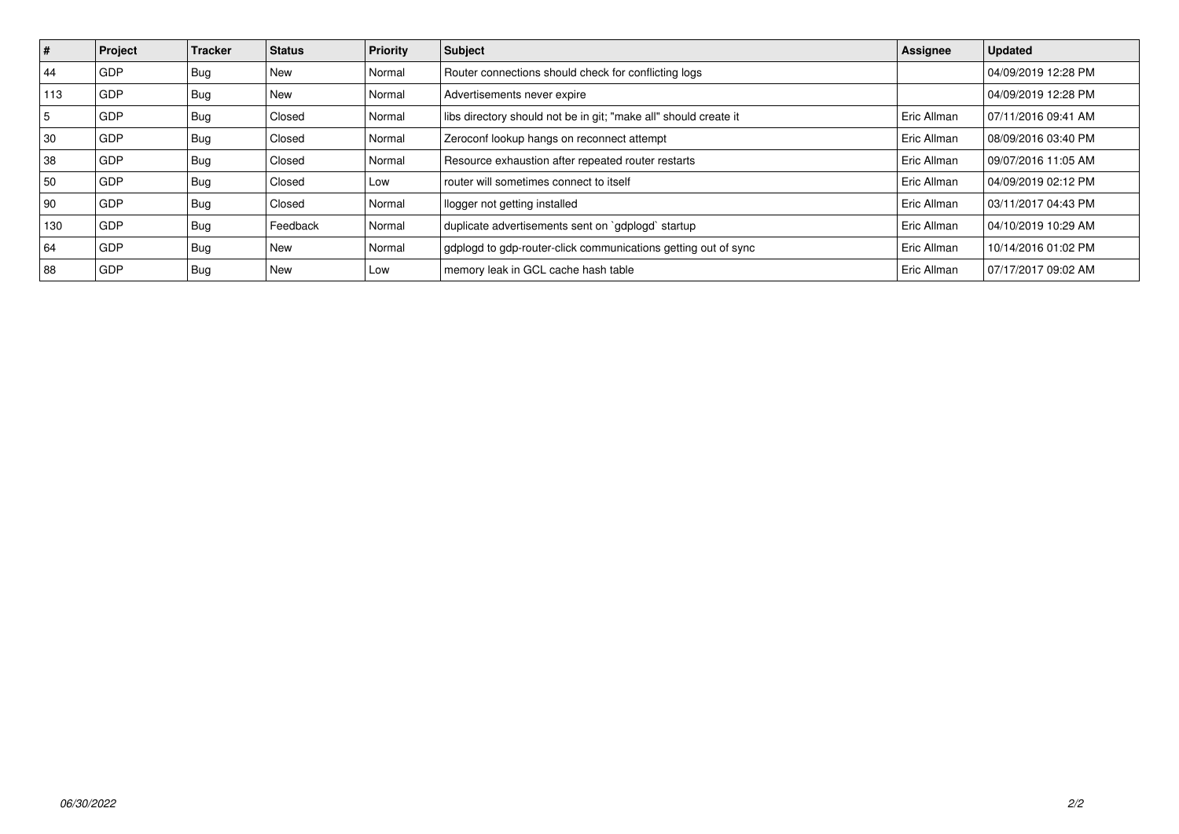| # | Project | Tracker | Status | Priority | Subject | Assignee | Updated |
|---|---|---|---|---|---|---|---|
| 44 | GDP | Bug | New | Normal | Router connections should check for conflicting logs | | 04/09/2019 12:28 PM |
| 113 | GDP | Bug | New | Normal | Advertisements never expire | | 04/09/2019 12:28 PM |
| 5 | GDP | Bug | Closed | Normal | libs directory should not be in git; "make all" should create it | Eric Allman | 07/11/2016 09:41 AM |
| 30 | GDP | Bug | Closed | Normal | Zeroconf lookup hangs on reconnect attempt | Eric Allman | 08/09/2016 03:40 PM |
| 38 | GDP | Bug | Closed | Normal | Resource exhaustion after repeated router restarts | Eric Allman | 09/07/2016 11:05 AM |
| 50 | GDP | Bug | Closed | Low | router will sometimes connect to itself | Eric Allman | 04/09/2019 02:12 PM |
| 90 | GDP | Bug | Closed | Normal | llogger not getting installed | Eric Allman | 03/11/2017 04:43 PM |
| 130 | GDP | Bug | Feedback | Normal | duplicate advertisements sent on `gdplogd` startup | Eric Allman | 04/10/2019 10:29 AM |
| 64 | GDP | Bug | New | Normal | gdplogd to gdp-router-click communications getting out of sync | Eric Allman | 10/14/2016 01:02 PM |
| 88 | GDP | Bug | New | Low | memory leak in GCL cache hash table | Eric Allman | 07/17/2017 09:02 AM |

*06/30/2022*